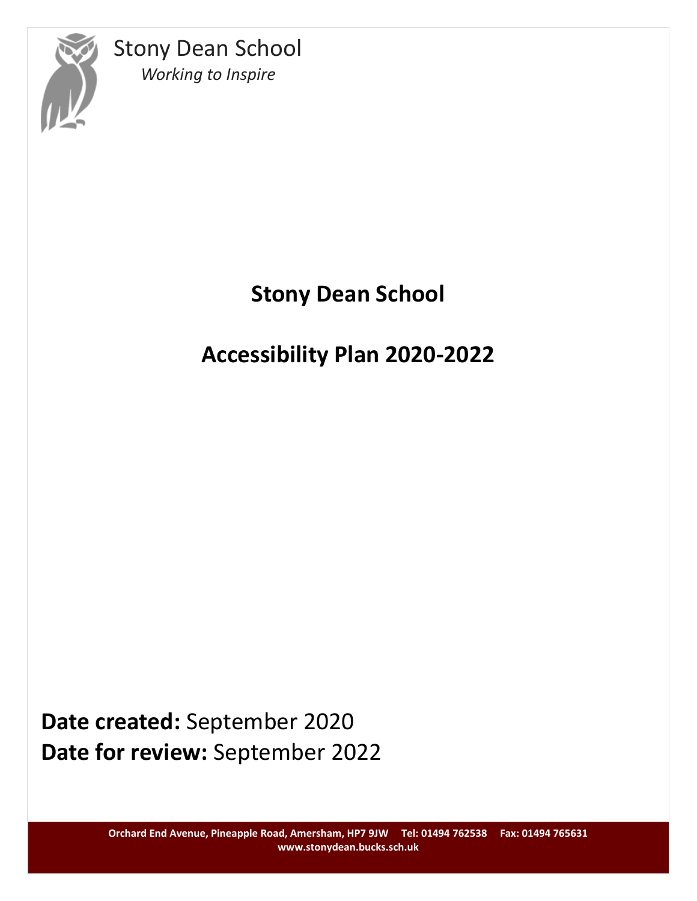Stony Dean School

*Working to Inspire*

# Stony Dean School

# Accessibility Plan 2020-2022

**Date created:** September 2020

**Date for review:** September 2022

**Orchard End Avenue, Pineapple Road, Amersham, HP7 9JW Tel: 01494 762538 Fax: 01494 765631**
**www.stonydean.bucks.sch.uk**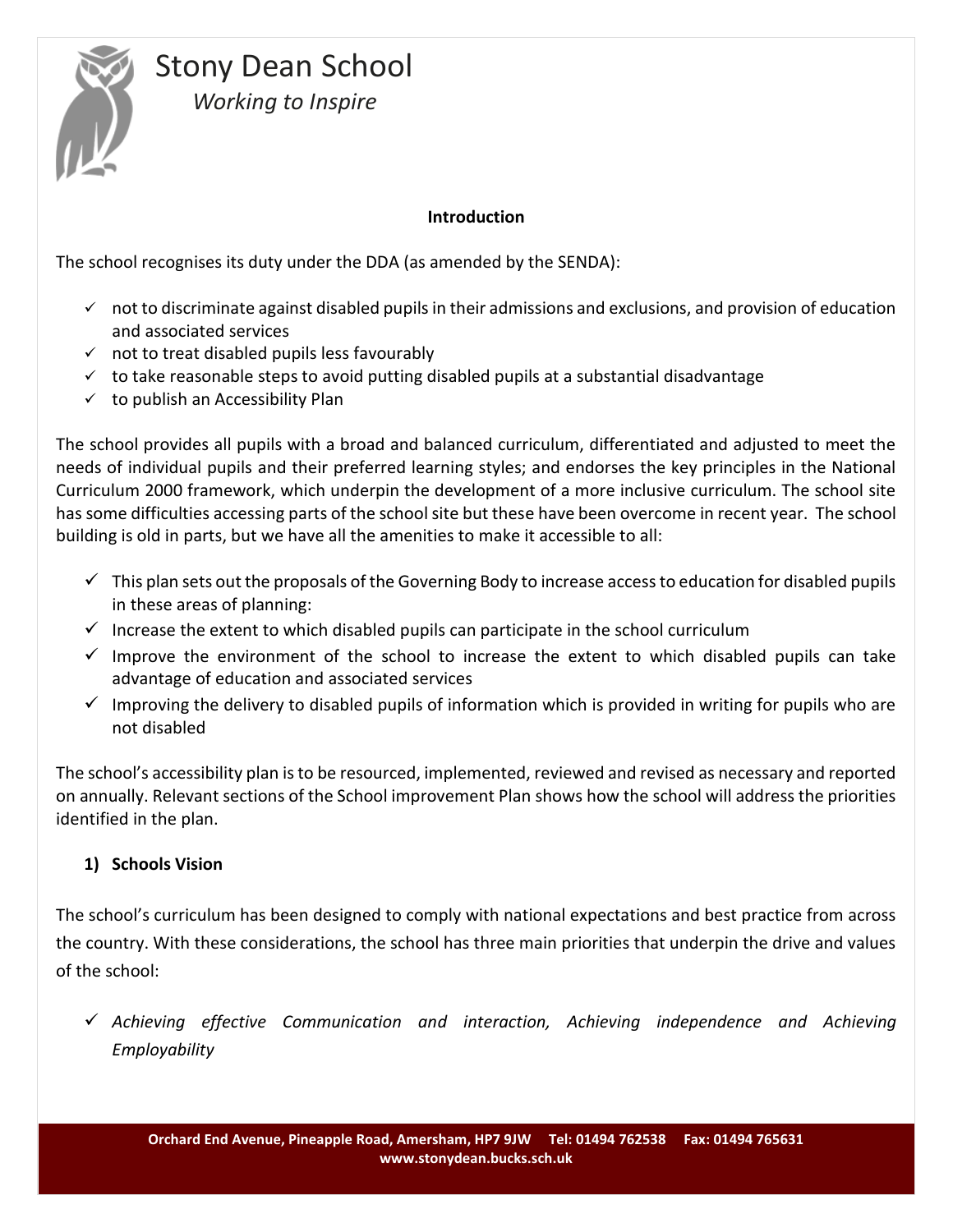# Stony Dean School

*Working to Inspire*

**Introduction**

The school recognises its duty under the DDA (as amended by the SENDA):

- ✓ not to discriminate against disabled pupils in their admissions and exclusions, and provision of education and associated services
- ✓ not to treat disabled pupils less favourably
- ✓ to take reasonable steps to avoid putting disabled pupils at a substantial disadvantage
- ✓ to publish an Accessibility Plan

The school provides all pupils with a broad and balanced curriculum, differentiated and adjusted to meet the needs of individual pupils and their preferred learning styles; and endorses the key principles in the National Curriculum 2000 framework, which underpin the development of a more inclusive curriculum. The school site has some difficulties accessing parts of the school site but these have been overcome in recent year. The school building is old in parts, but we have all the amenities to make it accessible to all:

- ✓ This plan sets out the proposals of the Governing Body to increase access to education for disabled pupils in these areas of planning:
- ✓ Increase the extent to which disabled pupils can participate in the school curriculum
- ✓ Improve the environment of the school to increase the extent to which disabled pupils can take advantage of education and associated services
- ✓ Improving the delivery to disabled pupils of information which is provided in writing for pupils who are not disabled

The school's accessibility plan is to be resourced, implemented, reviewed and revised as necessary and reported on annually. Relevant sections of the School improvement Plan shows how the school will address the priorities identified in the plan.

**1) Schools Vision**

The school's curriculum has been designed to comply with national expectations and best practice from across the country. With these considerations, the school has three main priorities that underpin the drive and values of the school:

- ✓ *Achieving effective Communication and interaction, Achieving independence and Achieving Employability*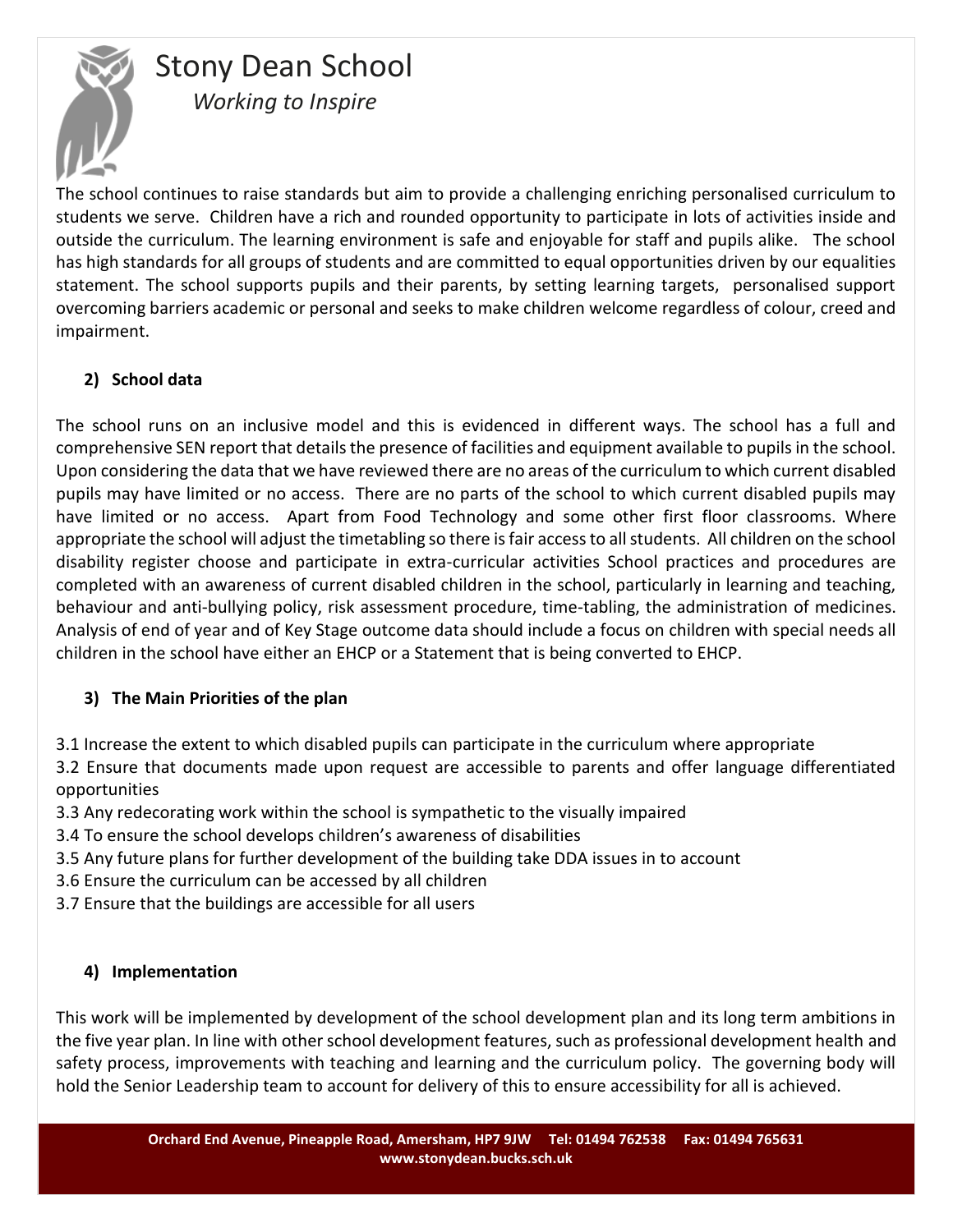The school continues to raise standards but aim to provide a challenging enriching personalised curriculum to students we serve. Children have a rich and rounded opportunity to participate in lots of activities inside and outside the curriculum. The learning environment is safe and enjoyable for staff and pupils alike. The school has high standards for all groups of students and are committed to equal opportunities driven by our equalities statement. The school supports pupils and their parents, by setting learning targets, personalised support overcoming barriers academic or personal and seeks to make children welcome regardless of colour, creed and impairment.

## 2) School data

The school runs on an inclusive model and this is evidenced in different ways. The school has a full and comprehensive SEN report that details the presence of facilities and equipment available to pupils in the school. Upon considering the data that we have reviewed there are no areas of the curriculum to which current disabled pupils may have limited or no access. There are no parts of the school to which current disabled pupils may have limited or no access. Apart from Food Technology and some other first floor classrooms. Where appropriate the school will adjust the timetabling so there is fair access to all students. All children on the school disability register choose and participate in extra-curricular activities School practices and procedures are completed with an awareness of current disabled children in the school, particularly in learning and teaching, behaviour and anti-bullying policy, risk assessment procedure, time-tabling, the administration of medicines. Analysis of end of year and of Key Stage outcome data should include a focus on children with special needs all children in the school have either an EHCP or a Statement that is being converted to EHCP.

## 3) The Main Priorities of the plan

3.1 Increase the extent to which disabled pupils can participate in the curriculum where appropriate

3.2 Ensure that documents made upon request are accessible to parents and offer language differentiated opportunities

3.3 Any redecorating work within the school is sympathetic to the visually impaired

3.4 To ensure the school develops children's awareness of disabilities

3.5 Any future plans for further development of the building take DDA issues in to account

3.6 Ensure the curriculum can be accessed by all children

3.7 Ensure that the buildings are accessible for all users

## 4) Implementation

This work will be implemented by development of the school development plan and its long term ambitions in the five year plan. In line with other school development features, such as professional development health and safety process, improvements with teaching and learning and the curriculum policy. The governing body will hold the Senior Leadership team to account for delivery of this to ensure accessibility for all is achieved.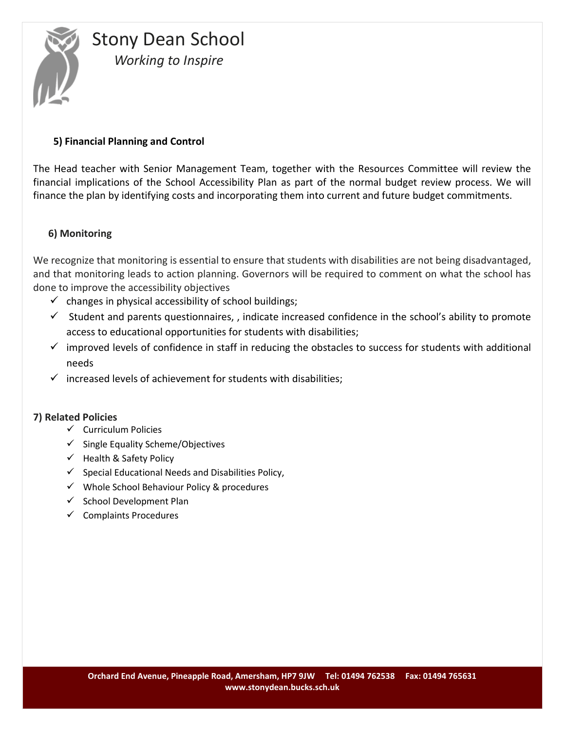### 5) Financial Planning and Control

The Head teacher with Senior Management Team, together with the Resources Committee will review the financial implications of the School Accessibility Plan as part of the normal budget review process. We will finance the plan by identifying costs and incorporating them into current and future budget commitments.

### 6) Monitoring

We recognize that monitoring is essential to ensure that students with disabilities are not being disadvantaged, and that monitoring leads to action planning. Governors will be required to comment on what the school has done to improve the accessibility objectives

- ✓ changes in physical accessibility of school buildings;
- ✓ Student and parents questionnaires, , indicate increased confidence in the school's ability to promote access to educational opportunities for students with disabilities;
- ✓ improved levels of confidence in staff in reducing the obstacles to success for students with additional needs
- ✓ increased levels of achievement for students with disabilities;

### 7) Related Policies

- ✓ Curriculum Policies
- ✓ Single Equality Scheme/Objectives
- ✓ Health & Safety Policy
- ✓ Special Educational Needs and Disabilities Policy,
- ✓ Whole School Behaviour Policy & procedures
- ✓ School Development Plan
- ✓ Complaints Procedures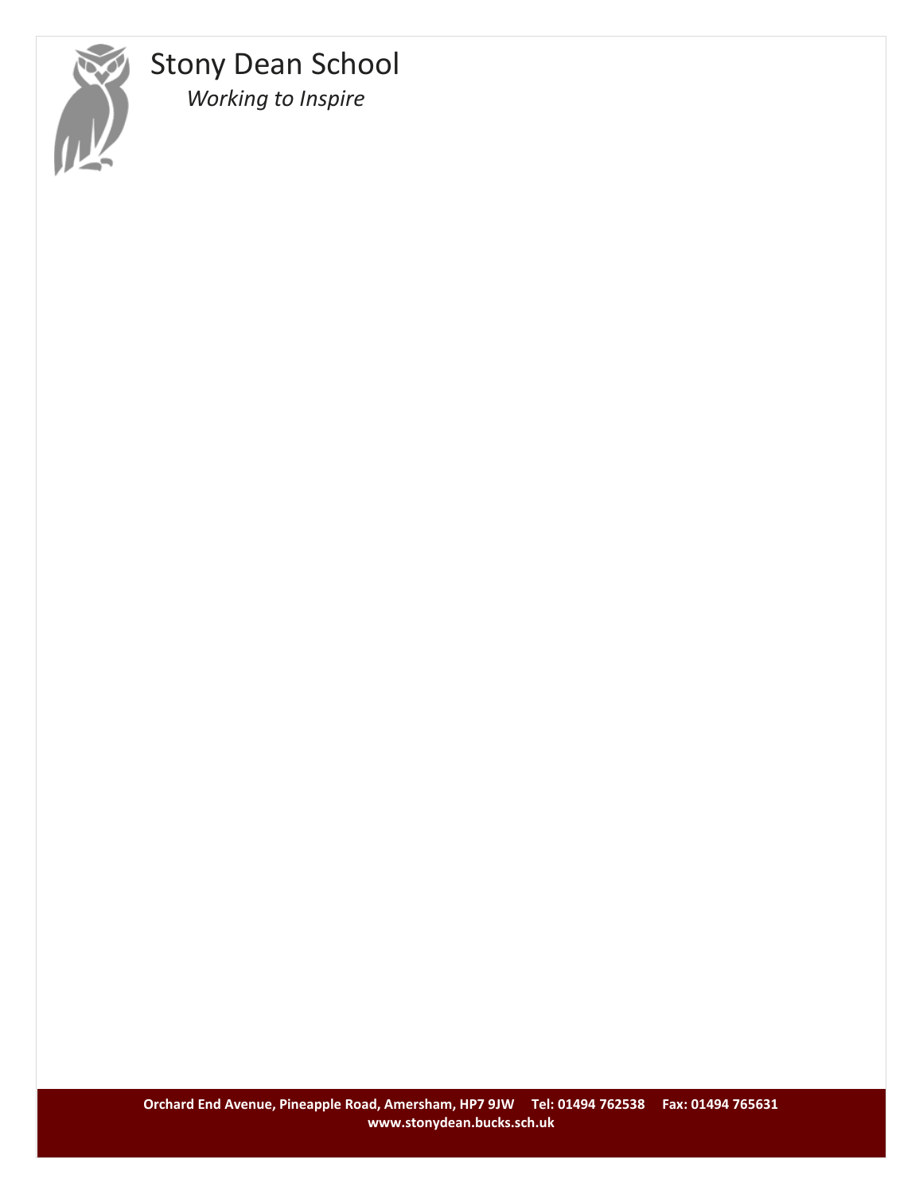Stony Dean School

*Working to Inspire*

**Orchard End Avenue, Pineapple Road, Amersham, HP7 9JW Tel: 01494 762538 Fax: 01494 765631**
**www.stonydean.bucks.sch.uk**